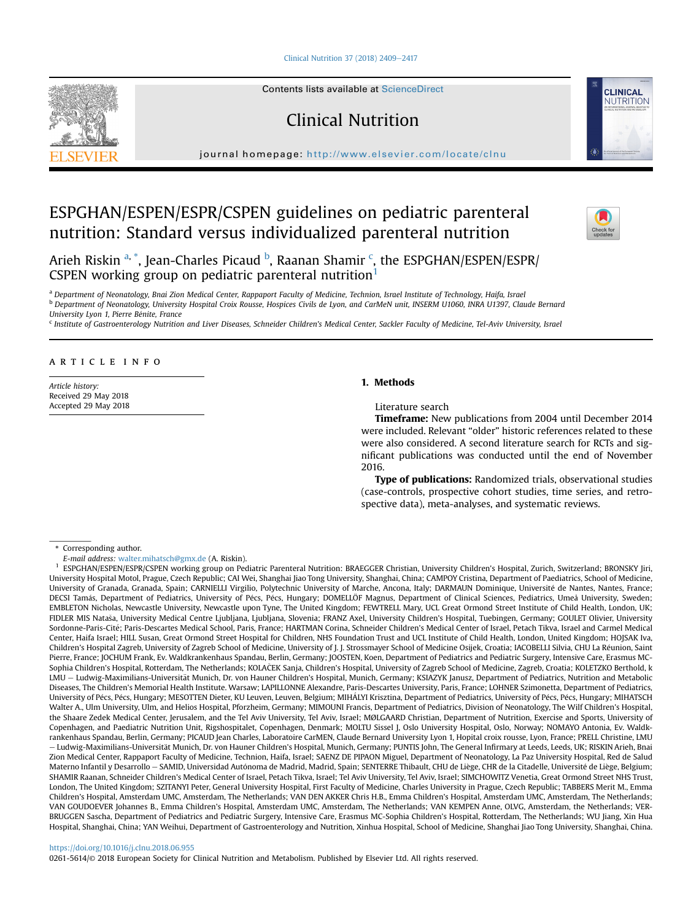# ESPGHAN/ESPEN/ESPR/CSPEN guidelines on pediatric parenteral nutrition: Standard versus individualized parenteral nutrition

Arieh Riskin [a,*], Jean-Charles Picaud [b], Raanan Shamir [c], the ESPGHAN/ESPEN/ESPR/CSPEN working group on pediatric parenteral nutrition[1]

[a] Department of Neonatology, Bnai Zion Medical Center, Rappaport Faculty of Medicine, Technion, Israel Institute of Technology, Haifa, Israel

[b] Department of Neonatology, University Hospital Croix Rousse, Hospices Civils de Lyon, and CarMeN unit, INSERM U1060, INRA U1397, Claude Bernard University Lyon 1, Pierre Bénite, France

[c] Institute of Gastroenterology Nutrition and Liver Diseases, Schneider Children's Medical Center, Sackler Faculty of Medicine, Tel-Aviv University, Israel

ARTICLE INFO

*Article history:*
Received 29 May 2018
Accepted 29 May 2018

## 1. Methods

Literature search

**Timeframe:** New publications from 2004 until December 2014 were included. Relevant "older" historic references related to these were also considered. A second literature search for RCTs and significant publications was conducted until the end of November 2016.

**Type of publications:** Randomized trials, observational studies (case-controls, prospective cohort studies, time series, and retrospective data), meta-analyses, and systematic reviews.

---

\* Corresponding author.

*E-mail address:* walter.mihatsch@gmx.de (A. Riskin).

[1] ESPGHAN/ESPEN/ESPR/CSPEN working group on Pediatric Parenteral Nutrition: BRAEGGER Christian, University Children's Hospital, Zurich, Switzerland; BRONSKY Jiri, University Hospital Motol, Prague, Czech Republic; CAI Wei, Shanghai Jiao Tong University, Shanghai, China; CAMPOY Cristina, Department of Paediatrics, School of Medicine, University of Granada, Granada, Spain; CARNIELLI Virgilio, Polytechnic University of Marche, Ancona, Italy; DARMAUN Dominique, Université de Nantes, Nantes, France; DECSI Tamás, Department of Pediatrics, University of Pécs, Pécs, Hungary; DOMELLÖF Magnus, Department of Clinical Sciences, Pediatrics, Umeå University, Sweden; EMBLETON Nicholas, Newcastle University, Newcastle upon Tyne, The United Kingdom; FEWTRELL Mary, UCL Great Ormond Street Institute of Child Health, London, UK; FIDLER MIS Nataša, University Medical Centre Ljubljana, Ljubljana, Slovenia; FRANZ Axel, University Children's Hospital, Tuebingen, Germany; GOULET Olivier, University Sordonne-Paris-Cité; Paris-Descartes Medical School, Paris, France; HARTMAN Corina, Schneider Children's Medical Center of Israel, Petach Tikva, Israel and Carmel Medical Center, Haifa Israel; HILL Susan, Great Ormond Street Hospital for Children, NHS Foundation Trust and UCL Institute of Child Health, London, United Kingdom; HOJSAK Iva, Children's Hospital Zagreb, University of Zagreb School of Medicine, University of J. J. Strossmayer School of Medicine Osijek, Croatia; IACOBELLI Silvia, CHU La Réunion, Saint Pierre, France; JOCHUM Frank, Ev. Waldkrankenhaus Spandau, Berlin, Germany; JOOSTEN, Koen, Department of Pediatrics and Pediatric Surgery, Intensive Care, Erasmus MC-Sophia Children's Hospital, Rotterdam, The Netherlands; KOLAČEK Sanja, Children's Hospital, University of Zagreb School of Medicine, Zagreb, Croatia; KOLETZKO Berthold, k LMU – Ludwig-Maximilians-Universität Munich, Dr. von Hauner Children's Hospital, Munich, Germany; KSIAZYK Janusz, Department of Pediatrics, Nutrition and Metabolic Diseases, The Children's Memorial Health Institute. Warsaw; LAPILLONNE Alexandre, Paris-Descartes University, Paris, France; LOHNER Szimonetta, Department of Pediatrics, University of Pécs, Pécs, Hungary; MESOTTEN Dieter, KU Leuven, Leuven, Belgium; MIHÁLYI Krisztina, Department of Pediatrics, University of Pécs, Pécs, Hungary; MIHATSCH Walter A., Ulm University, Ulm, and Helios Hospital, Pforzheim, Germany; MIMOUNI Francis, Department of Pediatrics, Division of Neonatology, The Wilf Children's Hospital, the Shaare Zedek Medical Center, Jerusalem, and the Tel Aviv University, Tel Aviv, Israel; MØLGAARD Christian, Department of Nutrition, Exercise and Sports, University of Copenhagen, and Paediatric Nutrition Unit, Rigshospitalet, Copenhagen, Denmark; MOLTU Sissel J, Oslo University Hospital, Oslo, Norway; NOMAYO Antonia, Ev. Waldkrankenhaus Spandau, Berlin, Germany; PICAUD Jean Charles, Laboratoire CarMEN, Claude Bernard University Lyon 1, Hopital croix rousse, Lyon, France; PRELL Christine, LMU – Ludwig-Maximilians-Universität Munich, Dr. von Hauner Children's Hospital, Munich, Germany; PUNTIS John, The General Infirmary at Leeds, Leeds, UK; RISKIN Arieh, Bnai Zion Medical Center, Rappaport Faculty of Medicine, Technion, Haifa, Israel; SAENZ DE PIPAON Miguel, Department of Neonatology, La Paz University Hospital, Red de Salud Materno Infantil y Desarrollo – SAMID, Universidad Autónoma de Madrid, Madrid, Spain; SENTERRE Thibault, CHU de Liège, CHR de la Citadelle, Université de Liège, Belgium; SHAMIR Raanan, Schneider Children's Medical Center of Israel, Petach Tikva, Israel; Tel Aviv University, Tel Aviv, Israel; SIMCHOWITZ Venetia, Great Ormond Street NHS Trust, London, The United Kingdom; SZITANYI Peter, General University Hospital, First Faculty of Medicine, Charles University in Prague, Czech Republic; TABBERS Merit M., Emma Children's Hospital, Amsterdam UMC, Amsterdam, The Netherlands; VAN DEN AKKER Chris H.B., Emma Children's Hospital, Amsterdam UMC, Amsterdam, The Netherlands; VAN GOUDOEVER Johannes B., Emma Children's Hospital, Amsterdam UMC, Amsterdam, The Netherlands; VAN KEMPEN Anne, OLVG, Amsterdam, the Netherlands; VERBRUGGEN Sascha, Department of Pediatrics and Pediatric Surgery, Intensive Care, Erasmus MC-Sophia Children's Hospital, Rotterdam, The Netherlands; WU Jiang, Xin Hua Hospital, Shanghai, China; YAN Weihui, Department of Gastroenterology and Nutrition, Xinhua Hospital, School of Medicine, Shanghai Jiao Tong University, Shanghai, China.

https://doi.org/10.1016/j.clnu.2018.06.955

0261-5614/© 2018 European Society for Clinical Nutrition and Metabolism. Published by Elsevier Ltd. All rights reserved.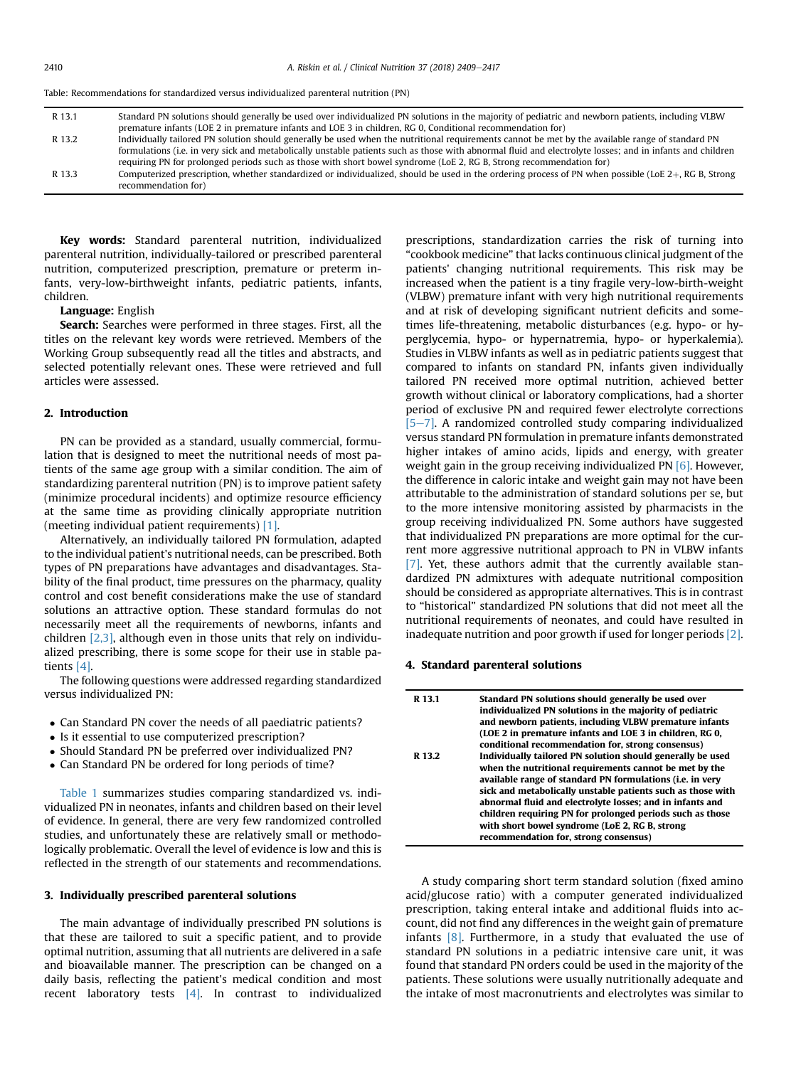Table: Recommendations for standardized versus individualized parenteral nutrition (PN)

| | |
|---|---|
| R 13.1 | Standard PN solutions should generally be used over individualized PN solutions in the majority of pediatric and newborn patients, including VLBW premature infants (LOE 2 in premature infants and LOE 3 in children, RG 0, Conditional recommendation for) |
| R 13.2 | Individually tailored PN solution should generally be used when the nutritional requirements cannot be met by the available range of standard PN formulations (i.e. in very sick and metabolically unstable patients such as those with abnormal fluid and electrolyte losses; and in infants and children requiring PN for prolonged periods such as those with short bowel syndrome (LoE 2, RG B, Strong recommendation for) |
| R 13.3 | Computerized prescription, whether standardized or individualized, should be used in the ordering process of PN when possible (LoE 2+, RG B, Strong recommendation for) |

**Key words:** Standard parenteral nutrition, individualized parenteral nutrition, individually-tailored or prescribed parenteral nutrition, computerized prescription, premature or preterm infants, very-low-birthweight infants, pediatric patients, infants, children.

**Language:** English

**Search:** Searches were performed in three stages. First, all the titles on the relevant key words were retrieved. Members of the Working Group subsequently read all the titles and abstracts, and selected potentially relevant ones. These were retrieved and full articles were assessed.

## 2. Introduction

PN can be provided as a standard, usually commercial, formulation that is designed to meet the nutritional needs of most patients of the same age group with a similar condition. The aim of standardizing parenteral nutrition (PN) is to improve patient safety (minimize procedural incidents) and optimize resource efficiency at the same time as providing clinically appropriate nutrition (meeting individual patient requirements) [1].

Alternatively, an individually tailored PN formulation, adapted to the individual patient's nutritional needs, can be prescribed. Both types of PN preparations have advantages and disadvantages. Stability of the final product, time pressures on the pharmacy, quality control and cost benefit considerations make the use of standard solutions an attractive option. These standard formulas do not necessarily meet all the requirements of newborns, infants and children [2,3], although even in those units that rely on individualized prescribing, there is some scope for their use in stable patients [4].

The following questions were addressed regarding standardized versus individualized PN:

- Can Standard PN cover the needs of all paediatric patients?
- Is it essential to use computerized prescription?
- Should Standard PN be preferred over individualized PN?
- Can Standard PN be ordered for long periods of time?

Table 1 summarizes studies comparing standardized vs. individualized PN in neonates, infants and children based on their level of evidence. In general, there are very few randomized controlled studies, and unfortunately these are relatively small or methodologically problematic. Overall the level of evidence is low and this is reflected in the strength of our statements and recommendations.

## 3. Individually prescribed parenteral solutions

The main advantage of individually prescribed PN solutions is that these are tailored to suit a specific patient, and to provide optimal nutrition, assuming that all nutrients are delivered in a safe and bioavailable manner. The prescription can be changed on a daily basis, reflecting the patient's medical condition and most recent laboratory tests [4]. In contrast to individualized prescriptions, standardization carries the risk of turning into "cookbook medicine" that lacks continuous clinical judgment of the patients' changing nutritional requirements. This risk may be increased when the patient is a tiny fragile very-low-birth-weight (VLBW) premature infant with very high nutritional requirements and at risk of developing significant nutrient deficits and sometimes life-threatening, metabolic disturbances (e.g. hypo- or hyperglycemia, hypo- or hypernatremia, hypo- or hyperkalemia). Studies in VLBW infants as well as in pediatric patients suggest that compared to infants on standard PN, infants given individually tailored PN received more optimal nutrition, achieved better growth without clinical or laboratory complications, had a shorter period of exclusive PN and required fewer electrolyte corrections [5–7]. A randomized controlled study comparing individualized versus standard PN formulation in premature infants demonstrated higher intakes of amino acids, lipids and energy, with greater weight gain in the group receiving individualized PN [6]. However, the difference in caloric intake and weight gain may not have been attributable to the administration of standard solutions per se, but to the more intensive monitoring assisted by pharmacists in the group receiving individualized PN. Some authors have suggested that individualized PN preparations are more optimal for the current more aggressive nutritional approach to PN in VLBW infants [7]. Yet, these authors admit that the currently available standardized PN admixtures with adequate nutritional composition should be considered as appropriate alternatives. This is in contrast to "historical" standardized PN solutions that did not meet all the nutritional requirements of neonates, and could have resulted in inadequate nutrition and poor growth if used for longer periods [2].

## 4. Standard parenteral solutions

| | |
|---|---|
| **R 13.1** | **Standard PN solutions should generally be used over individualized PN solutions in the majority of pediatric and newborn patients, including VLBW premature infants (LOE 2 in premature infants and LOE 3 in children, RG 0, conditional recommendation for, strong consensus)** |
| **R 13.2** | **Individually tailored PN solution should generally be used when the nutritional requirements cannot be met by the available range of standard PN formulations (i.e. in very sick and metabolically unstable patients such as those with abnormal fluid and electrolyte losses; and in infants and children requiring PN for prolonged periods such as those with short bowel syndrome (LoE 2, RG B, strong recommendation for, strong consensus)** |

A study comparing short term standard solution (fixed amino acid/glucose ratio) with a computer generated individualized prescription, taking enteral intake and additional fluids into account, did not find any differences in the weight gain of premature infants [8]. Furthermore, in a study that evaluated the use of standard PN solutions in a pediatric intensive care unit, it was found that standard PN orders could be used in the majority of the patients. These solutions were usually nutritionally adequate and the intake of most macronutrients and electrolytes was similar to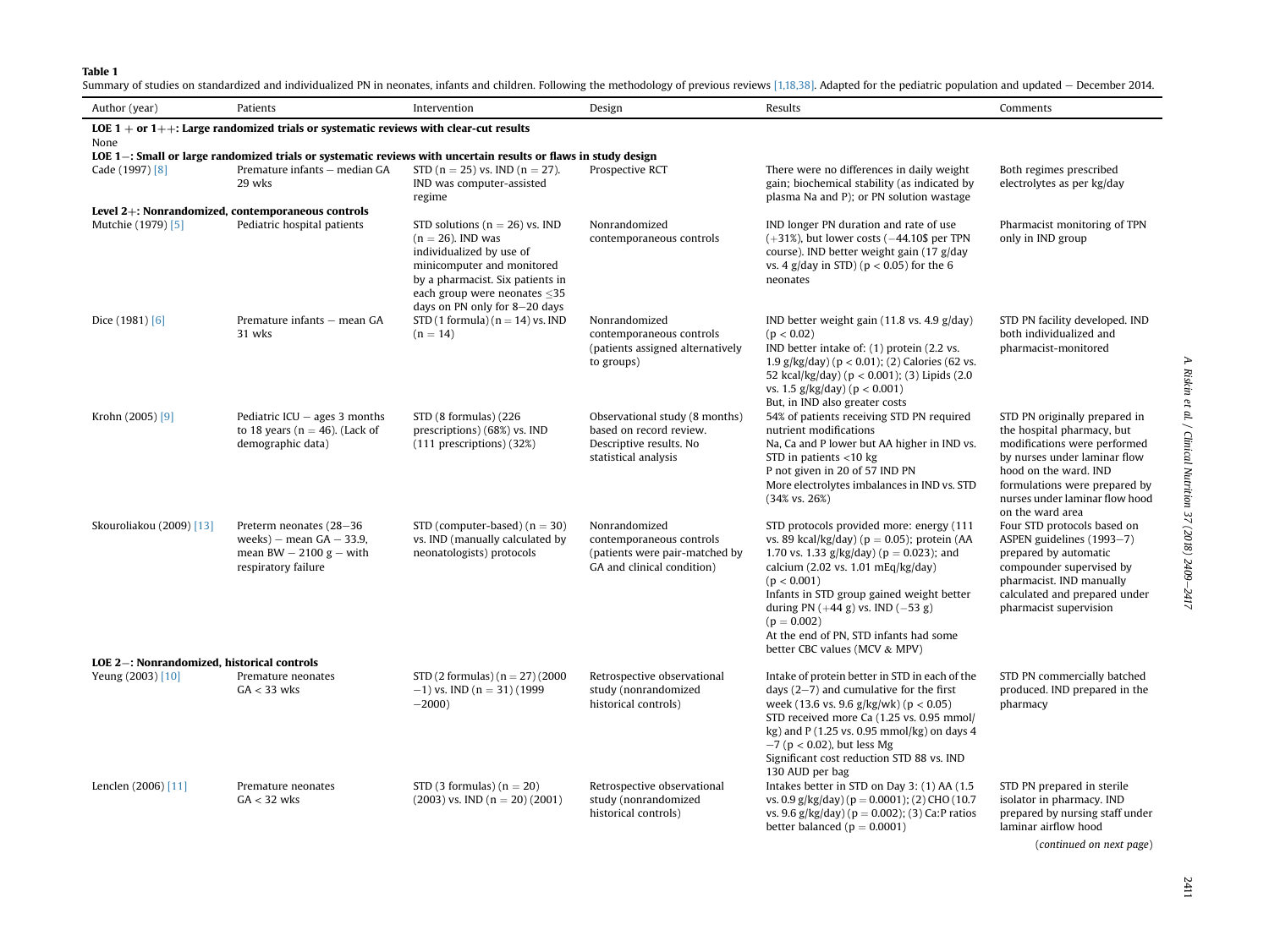**Table 1**
Summary of studies on standardized and individualized PN in neonates, infants and children. Following the methodology of previous reviews [1,18,38]. Adapted for the pediatric population and updated – December 2014.

| Author (year) | Patients | Intervention | Design | Results | Comments |
|---|---|---|---|---|---|
| **LOE 1 + or 1++: Large randomized trials or systematic reviews with clear-cut results** | | | | | |
| None | | | | | |
| **LOE 1−: Small or large randomized trials or systematic reviews with uncertain results or flaws in study design** | | | | | |
| Cade (1997) [8] | Premature infants – median GA 29 wks | STD (n = 25) vs. IND (n = 27). IND was computer-assisted regime | Prospective RCT | There were no differences in daily weight gain; biochemical stability (as indicated by plasma Na and P); or PN solution wastage | Both regimes prescribed electrolytes as per kg/day |
| **Level 2+: Nonrandomized, contemporaneous controls** | | | | | |
| Mutchie (1979) [5] | Pediatric hospital patients | STD solutions (n = 26) vs. IND (n = 26). IND was individualized by use of minicomputer and monitored by a pharmacist. Six patients in each group were neonates ≤35 days on PN only for 8–20 days | Nonrandomized contemporaneous controls | IND longer PN duration and rate of use (+31%), but lower costs (−44.10$ per TPN course). IND better weight gain (17 g/day vs. 4 g/day in STD) ($p < 0.05$) for the 6 neonates | Pharmacist monitoring of TPN only in IND group |
| Dice (1981) [6] | Premature infants – mean GA 31 wks | STD (1 formula) (n = 14) vs. IND (n = 14) | Nonrandomized contemporaneous controls (patients assigned alternatively to groups) | IND better weight gain (11.8 vs. 4.9 g/day) ($p < 0.02$)<br>IND better intake of: (1) protein (2.2 vs. 1.9 g/kg/day) ($p < 0.01$); (2) Calories (62 vs. 52 kcal/kg/day) ($p < 0.001$); (3) Lipids (2.0 vs. 1.5 g/kg/day) ($p < 0.001$)<br>But, in IND also greater costs | STD PN facility developed. IND both individualized and pharmacist-monitored |
| Krohn (2005) [9] | Pediatric ICU – ages 3 months to 18 years (n = 46). (Lack of demographic data) | STD (8 formulas) (226 prescriptions) (68%) vs. IND (111 prescriptions) (32%) | Observational study (8 months) based on record review. Descriptive results. No statistical analysis | 54% of patients receiving STD PN required nutrient modifications<br>Na, Ca and P lower but AA higher in IND vs. STD in patients <10 kg<br>P not given in 20 of 57 IND PN<br>More electrolytes imbalances in IND vs. STD (34% vs. 26%) | STD PN originally prepared in the hospital pharmacy, but modifications were performed by nurses under laminar flow hood on the ward. IND formulations were prepared by nurses under laminar flow hood on the ward area |
| Skouroliakou (2009) [13] | Preterm neonates (28–36 weeks) – mean GA – 33.9, mean BW – 2100 g – with respiratory failure | STD (computer-based) (n = 30) vs. IND (manually calculated by neonatologists) protocols | Nonrandomized contemporaneous controls (patients were pair-matched by GA and clinical condition) | STD protocols provided more: energy (111 vs. 89 kcal/kg/day) ($p = 0.05$); protein (AA 1.70 vs. 1.33 g/kg/day) ($p = 0.023$); and calcium (2.02 vs. 1.01 mEq/kg/day) ($p < 0.001$)<br>Infants in STD group gained weight better during PN (+44 g) vs. IND (−53 g) ($p = 0.002$)<br>At the end of PN, STD infants had some better CBC values (MCV & MPV) | Four STD protocols based on ASPEN guidelines (1993–7) prepared by automatic compounder supervised by pharmacist. IND manually calculated and prepared under pharmacist supervision |
| **LOE 2−: Nonrandomized, historical controls** | | | | | |
| Yeung (2003) [10] | Premature neonates GA < 33 wks | STD (2 formulas) (n = 27) (2000 −1) vs. IND (n = 31) (1999 −2000) | Retrospective observational study (nonrandomized historical controls) | Intake of protein better in STD in each of the days (2–7) and cumulative for the first week (13.6 vs. 9.6 g/kg/wk) ($p < 0.05$)<br>STD received more Ca (1.25 vs. 0.95 mmol/kg) and P (1.25 vs. 0.95 mmol/kg) on days 4 −7 ($p < 0.02$), but less Mg<br>Significant cost reduction STD 88 vs. IND 130 AUD per bag | STD PN commercially batched produced. IND prepared in the pharmacy |
| Lenclen (2006) [11] | Premature neonates GA < 32 wks | STD (3 formulas) (n = 20) (2003) vs. IND (n = 20) (2001) | Retrospective observational study (nonrandomized historical controls) | Intakes better in STD on Day 3: (1) AA (1.5 vs. 0.9 g/kg/day) ($p = 0.0001$); (2) CHO (10.7 vs. 9.6 g/kg/day) ($p = 0.002$); (3) Ca:P ratios better balanced ($p = 0.0001$) | STD PN prepared in sterile isolator in pharmacy. IND prepared by nursing staff under laminar airflow hood |

(*continued on next page*)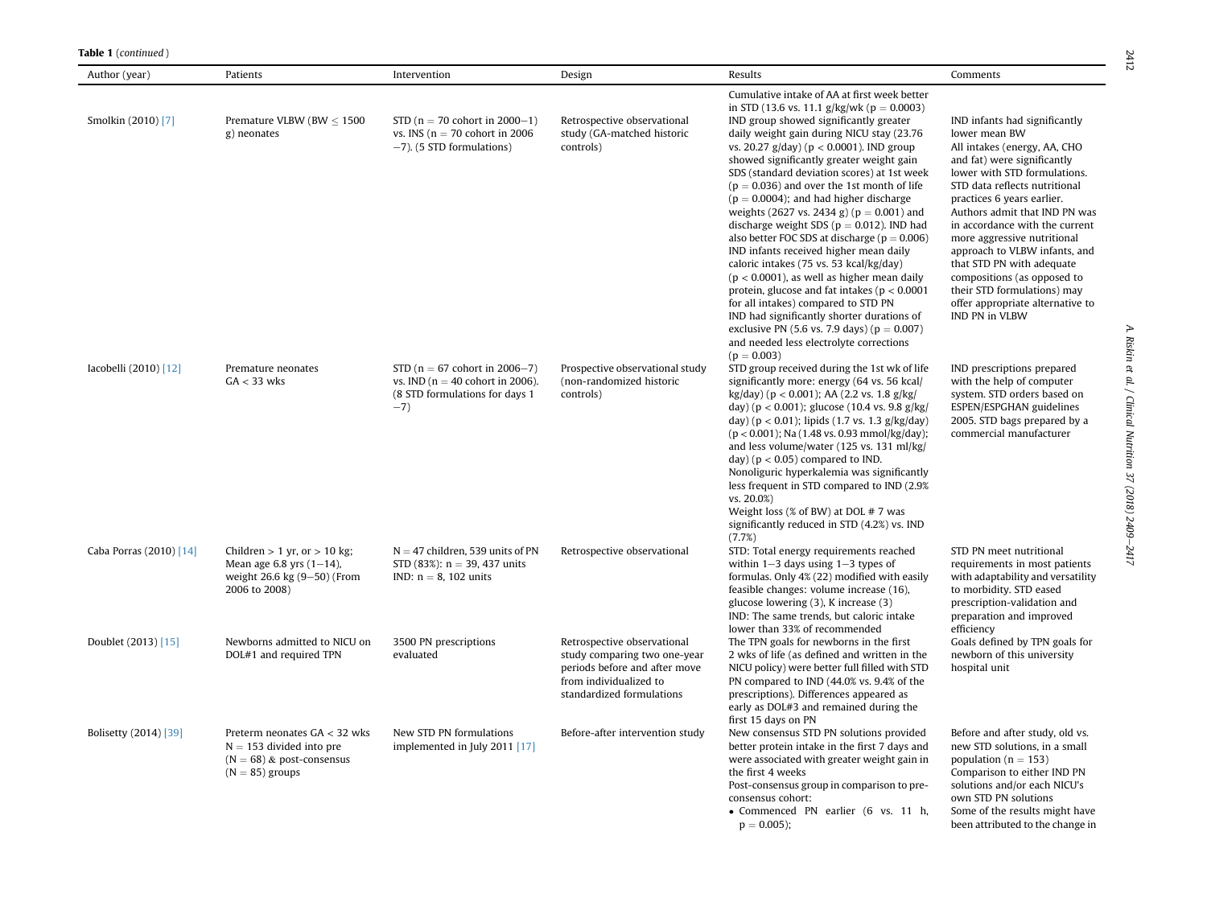**Table 1** (*continued*)

| Author (year) | Patients | Intervention | Design | Results | Comments |
|---|---|---|---|---|---|
| Smolkin (2010) [7] | Premature VLBW (BW ≤ 1500 g) neonates | STD (n = 70 cohort in 2000–1) vs. INS (n = 70 cohort in 2006–7). (5 STD formulations) | Retrospective observational study (GA-matched historic controls) | Cumulative intake of AA at first week better in STD (13.6 vs. 11.1 g/kg/wk ($p = 0.0003$) IND group showed significantly greater daily weight gain during NICU stay (23.76 vs. 20.27 g/day) ($p < 0.0001$). IND group showed significantly greater weight gain SDS (standard deviation scores) at 1st week ($p = 0.036$) and over the 1st month of life ($p = 0.0004$); and had higher discharge weights (2627 vs. 2434 g) ($p = 0.001$) and discharge weight SDS ($p = 0.012$). IND had also better FOC SDS at discharge ($p = 0.006$) IND infants received higher mean daily caloric intakes (75 vs. 53 kcal/kg/day) ($p < 0.0001$), as well as higher mean daily protein, glucose and fat intakes ($p < 0.0001$ for all intakes) compared to STD PN IND had significantly shorter durations of exclusive PN (5.6 vs. 7.9 days) ($p = 0.007$) and needed less electrolyte corrections ($p = 0.003$) | IND infants had significantly lower mean BW All intakes (energy, AA, CHO and fat) were significantly lower with STD formulations. STD data reflects nutritional practices 6 years earlier. Authors admit that IND PN was in accordance with the current more aggressive nutritional approach to VLBW infants, and that STD PN with adequate compositions (as opposed to their STD formulations) may offer appropriate alternative to IND PN in VLBW |
| Iacobelli (2010) [12] | Premature neonates GA < 33 wks | STD (n = 67 cohort in 2006–7) vs. IND (n = 40 cohort in 2006). (8 STD formulations for days 1–7) | Prospective observational study (non-randomized historic controls) | STD group received during the 1st wk of life significantly more: energy (64 vs. 56 kcal/kg/day) ($p < 0.001$); AA (2.2 vs. 1.8 g/kg/day) ($p < 0.001$); glucose (10.4 vs. 9.8 g/kg/day) ($p < 0.01$); lipids (1.7 vs. 1.3 g/kg/day) ($p < 0.001$); Na (1.48 vs. 0.93 mmol/kg/day); and less volume/water (125 vs. 131 ml/kg/day) ($p < 0.05$) compared to IND. Nonoliguric hyperkalemia was significantly less frequent in STD compared to IND (2.9% vs. 20.0%) Weight loss (% of BW) at DOL # 7 was significantly reduced in STD (4.2%) vs. IND (7.7%) | IND prescriptions prepared with the help of computer system. STD orders based on ESPEN/ESPGHAN guidelines 2005. STD bags prepared by a commercial manufacturer |
| Caba Porras (2010) [14] | Children > 1 yr, or > 10 kg; Mean age 6.8 yrs (1–14), weight 26.6 kg (9–50) (From 2006 to 2008) | N = 47 children, 539 units of PN STD (83%): n = 39, 437 units IND: n = 8, 102 units | Retrospective observational | STD: Total energy requirements reached within 1–3 days using 1–3 types of formulas. Only 4% (22) modified with easily feasible changes: volume increase (16), glucose lowering (3), K increase (3) IND: The same trends, but caloric intake lower than 33% of recommended | STD PN meet nutritional requirements in most patients with adaptability and versatility to morbidity. STD eased prescription-validation and preparation and improved efficiency |
| Doublet (2013) [15] | Newborns admitted to NICU on DOL#1 and required TPN | 3500 PN prescriptions evaluated | Retrospective observational study comparing two one-year periods before and after move from individualized to standardized formulations | The TPN goals for newborns in the first 2 wks of life (as defined and written in the NICU policy) were better full filled with STD PN compared to IND (44.0% vs. 9.4% of the prescriptions). Differences appeared as early as DOL#3 and remained during the first 15 days on PN | Goals defined by TPN goals for newborn of this university hospital unit |
| Bolisetty (2014) [39] | Preterm neonates GA < 32 wks N = 153 divided into pre (N = 68) & post-consensus (N = 85) groups | New STD PN formulations implemented in July 2011 [17] | Before-after intervention study | New consensus STD PN solutions provided better protein intake in the first 7 days and were associated with greater weight gain in the first 4 weeks Post-consensus group in comparison to pre-consensus cohort: • Commenced PN earlier (6 vs. 11 h, $p = 0.005$); | Before and after study, old vs. new STD solutions, in a small population (n = 153) Comparison to either IND PN solutions and/or each NICU's own STD PN solutions Some of the results might have been attributed to the change in |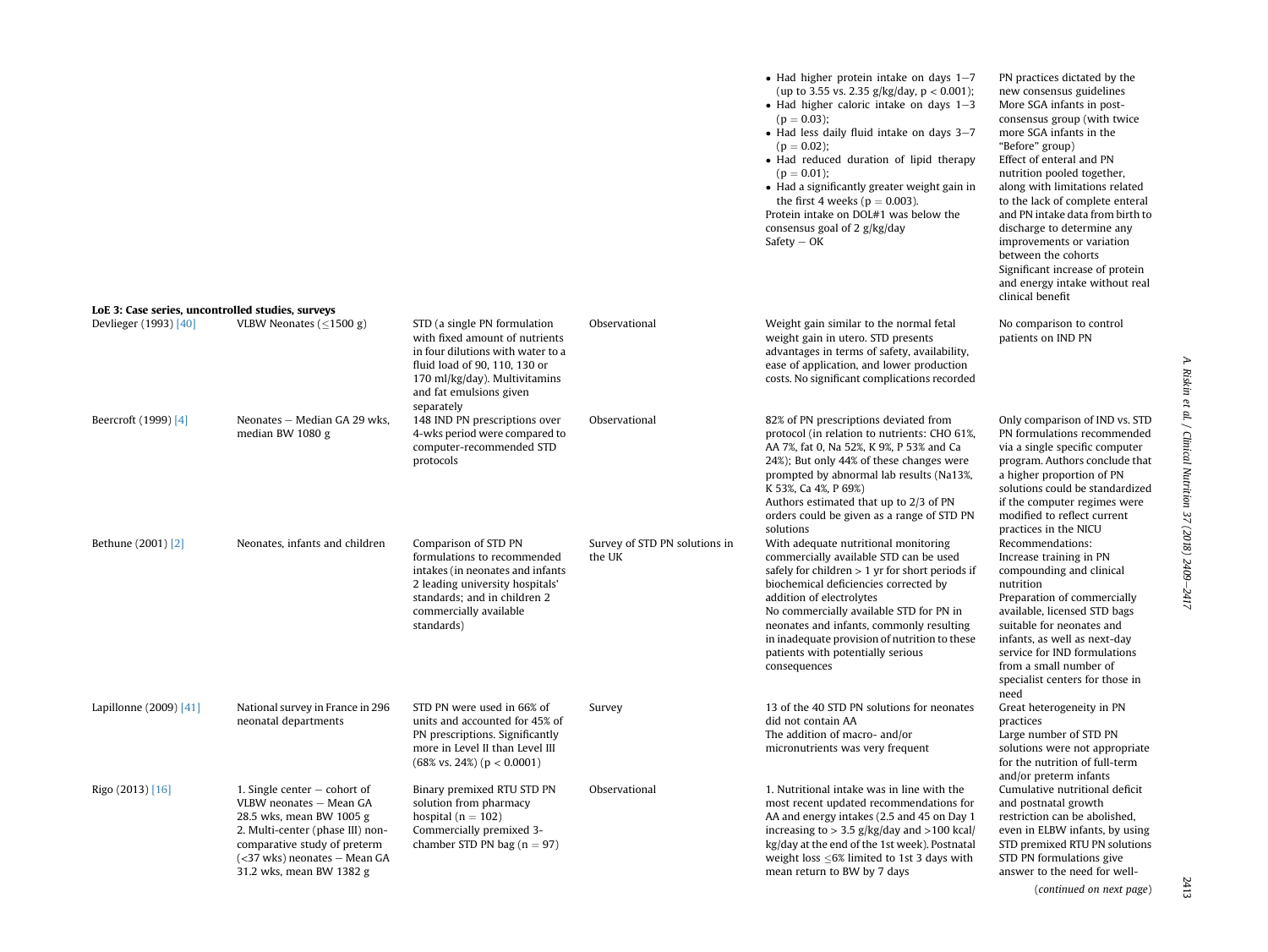| | | | | | |
|---|---|---|---|---|---|
| | | | | • Had higher protein intake on days 1–7 (up to 3.55 vs. 2.35 g/kg/day, $p < 0.001$);<br>• Had higher caloric intake on days 1–3 ($p = 0.03$);<br>• Had less daily fluid intake on days 3–7 ($p = 0.02$);<br>• Had reduced duration of lipid therapy ($p = 0.01$);<br>• Had a significantly greater weight gain in the first 4 weeks ($p = 0.003$).<br>Protein intake on DOL#1 was below the consensus goal of 2 g/kg/day<br>Safety – OK | PN practices dictated by the new consensus guidelines<br>More SGA infants in post-consensus group (with twice more SGA infants in the "Before" group)<br>Effect of enteral and PN nutrition pooled together, along with limitations related to the lack of complete enteral and PN intake data from birth to discharge to determine any improvements or variation between the cohorts<br>Significant increase of protein and energy intake without real clinical benefit |
| **LoE 3: Case series, uncontrolled studies, surveys** | | | | | |
| Devlieger (1993) [40] | VLBW Neonates (≤1500 g) | STD (a single PN formulation with fixed amount of nutrients in four dilutions with water to a fluid load of 90, 110, 130 or 170 ml/kg/day). Multivitamins and fat emulsions given separately | Observational | Weight gain similar to the normal fetal weight gain in utero. STD presents advantages in terms of safety, availability, ease of application, and lower production costs. No significant complications recorded | No comparison to control patients on IND PN |
| Beercroft (1999) [4] | Neonates – Median GA 29 wks, median BW 1080 g | 148 IND PN prescriptions over 4-wks period were compared to computer-recommended STD protocols | Observational | 82% of PN prescriptions deviated from protocol (in relation to nutrients: CHO 61%, AA 7%, fat 0, Na 52%, K 9%, P 53% and Ca 24%); But only 44% of these changes were prompted by abnormal lab results (Na13%, K 53%, Ca 4%, P 69%)<br>Authors estimated that up to 2/3 of PN orders could be given as a range of STD PN solutions | Only comparison of IND vs. STD PN formulations recommended via a single specific computer program. Authors conclude that a higher proportion of PN solutions could be standardized if the computer regimes were modified to reflect current practices in the NICU |
| Bethune (2001) [2] | Neonates, infants and children | Comparison of STD PN formulations to recommended intakes (in neonates and infants 2 leading university hospitals' standards; and in children 2 commercially available standards) | Survey of STD PN solutions in the UK | With adequate nutritional monitoring commercially available STD can be used safely for children > 1 yr for short periods if biochemical deficiencies corrected by addition of electrolytes<br>No commercially available STD for PN in neonates and infants, commonly resulting in inadequate provision of nutrition to these patients with potentially serious consequences | Recommendations:<br>Increase training in PN compounding and clinical nutrition<br>Preparation of commercially available, licensed STD bags suitable for neonates and infants, as well as next-day service for IND formulations from a small number of specialist centers for those in need |
| Lapillonne (2009) [41] | National survey in France in 296 neonatal departments | STD PN were used in 66% of units and accounted for 45% of PN prescriptions. Significantly more in Level II than Level III (68% vs. 24%) ($p < 0.0001$) | Survey | 13 of the 40 STD PN solutions for neonates did not contain AA<br>The addition of macro- and/or micronutrients was very frequent | Great heterogeneity in PN practices<br>Large number of STD PN solutions were not appropriate for the nutrition of full-term and/or preterm infants |
| Rigo (2013) [16] | 1. Single center – cohort of VLBW neonates – Mean GA 28.5 wks, mean BW 1005 g<br>2. Multi-center (phase III) non-comparative study of preterm (<37 wks) neonates – Mean GA 31.2 wks, mean BW 1382 g | Binary premixed RTU STD PN solution from pharmacy hospital ($n = 102$)<br>Commercially premixed 3-chamber STD PN bag ($n = 97$) | Observational | 1. Nutritional intake was in line with the most recent updated recommendations for AA and energy intakes (2.5 and 45 on Day 1 increasing to > 3.5 g/kg/day and >100 kcal/kg/day at the end of the 1st week). Postnatal weight loss ≤6% limited to 1st 3 days with mean return to BW by 7 days | Cumulative nutritional deficit and postnatal growth restriction can be abolished, even in ELBW infants, by using STD premixed RTU PN solutions<br>STD PN formulations give answer to the need for well- |

(*continued on next page*)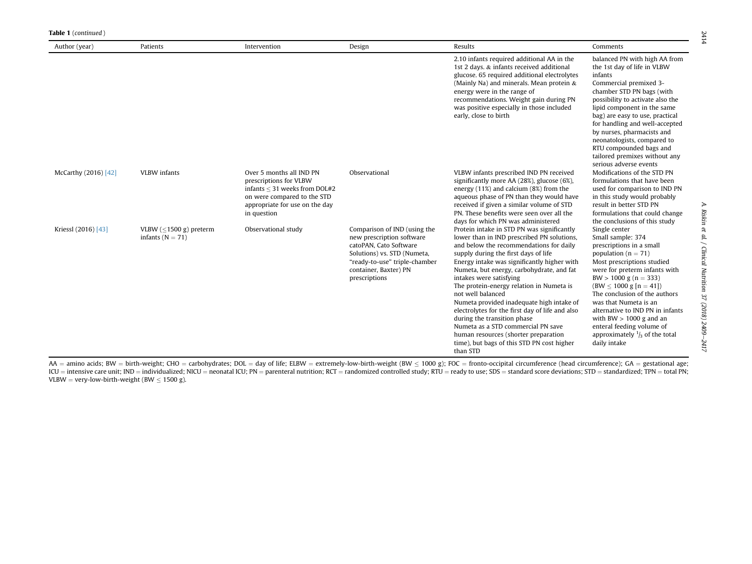**Table 1** (*continued*)

| Author (year) | Patients | Intervention | Design | Results | Comments |
|---|---|---|---|---|---|
| | | | | 2.10 infants required additional AA in the 1st 2 days. & infants received additional glucose. 65 required additional electrolytes (Mainly Na) and minerals. Mean protein & energy were in the range of recommendations. Weight gain during PN was positive especially in those included early, close to birth | balanced PN with high AA from the 1st day of life in VLBW infants<br>Commercial premixed 3-chamber STD PN bags (with possibility to activate also the lipid component in the same bag) are easy to use, practical for handling and well-accepted by nurses, pharmacists and neonatologists, compared to RTU compounded bags and tailored premixes without any serious adverse events |
| McCarthy (2016) [42] | VLBW infants | Over 5 months all IND PN prescriptions for VLBW infants ≤ 31 weeks from DOL#2 on were compared to the STD appropriate for use on the day in question | Observational | VLBW infants prescribed IND PN received significantly more AA (28%), glucose (6%), energy (11%) and calcium (8%) from the aqueous phase of PN than they would have received if given a similar volume of STD PN. These benefits were seen over all the days for which PN was administered | Modifications of the STD PN formulations that have been used for comparison to IND PN in this study would probably result in better STD PN formulations that could change the conclusions of this study |
| Kriessl (2016) [43] | VLBW (≤1500 g) preterm infants (N = 71) | Observational study | Comparison of IND (using the new prescription software catoPAN, Cato Software Solutions) vs. STD (Numeta, "ready-to-use" triple-chamber container, Baxter) PN prescriptions | Protein intake in STD PN was significantly lower than in IND prescribed PN solutions, and below the recommendations for daily supply during the first days of life<br>Energy intake was significantly higher with Numeta, but energy, carbohydrate, and fat intakes were satisfying<br>The protein-energy relation in Numeta is not well balanced<br>Numeta provided inadequate high intake of electrolytes for the first day of life and also during the transition phase<br>Numeta as a STD commercial PN save human resources (shorter preparation time), but bags of this STD PN cost higher than STD | Single center<br>Small sample: 374 prescriptions in a small population (n = 71)<br>Most prescriptions studied were for preterm infants with BW > 1000 g (n = 333) (BW ≤ 1000 g [n = 41])<br>The conclusion of the authors was that Numeta is an alternative to IND PN in infants with BW > 1000 g and an enteral feeding volume of approximately $^1/_3$ of the total daily intake |

AA = amino acids; BW = birth-weight; CHO = carbohydrates; DOL = day of life; ELBW = extremely-low-birth-weight (BW ≤ 1000 g); FOC = fronto-occipital circumference (head circumference); GA = gestational age; ICU = intensive care unit; IND = individualized; NICU = neonatal ICU; PN = parenteral nutrition; RCT = randomized controlled study; RTU = ready to use; SDS = standard score deviations; STD = standardized; TPN = total PN; VLBW = very-low-birth-weight (BW ≤ 1500 g).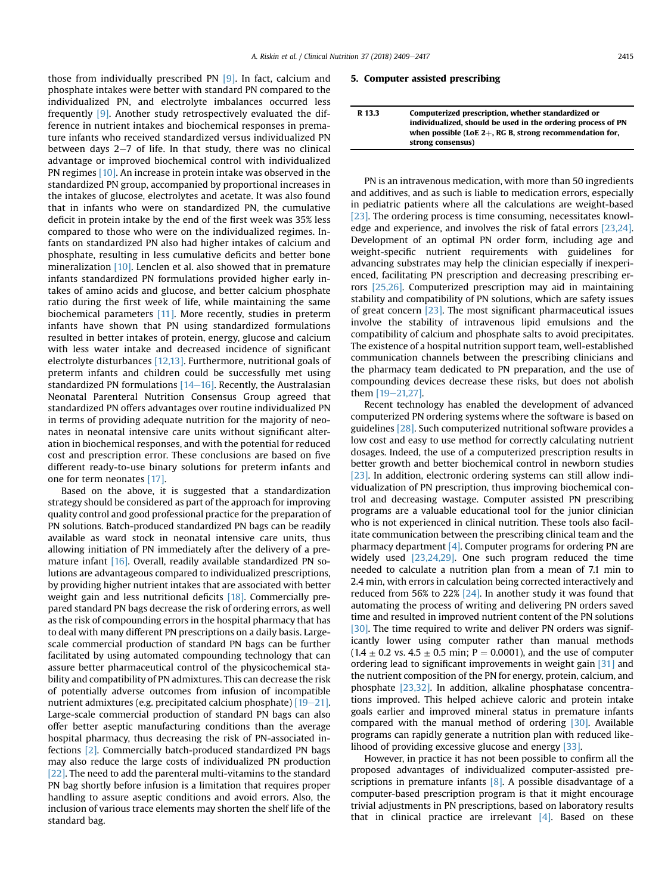those from individually prescribed PN [9]. In fact, calcium and phosphate intakes were better with standard PN compared to the individualized PN, and electrolyte imbalances occurred less frequently [9]. Another study retrospectively evaluated the difference in nutrient intakes and biochemical responses in premature infants who received standardized versus individualized PN between days 2–7 of life. In that study, there was no clinical advantage or improved biochemical control with individualized PN regimes [10]. An increase in protein intake was observed in the standardized PN group, accompanied by proportional increases in the intakes of glucose, electrolytes and acetate. It was also found that in infants who were on standardized PN, the cumulative deficit in protein intake by the end of the first week was 35% less compared to those who were on the individualized regimes. Infants on standardized PN also had higher intakes of calcium and phosphate, resulting in less cumulative deficits and better bone mineralization [10]. Lenclen et al. also showed that in premature infants standardized PN formulations provided higher early intakes of amino acids and glucose, and better calcium phosphate ratio during the first week of life, while maintaining the same biochemical parameters [11]. More recently, studies in preterm infants have shown that PN using standardized formulations resulted in better intakes of protein, energy, glucose and calcium with less water intake and decreased incidence of significant electrolyte disturbances [12,13]. Furthermore, nutritional goals of preterm infants and children could be successfully met using standardized PN formulations [14–16]. Recently, the Australasian Neonatal Parenteral Nutrition Consensus Group agreed that standardized PN offers advantages over routine individualized PN in terms of providing adequate nutrition for the majority of neonates in neonatal intensive care units without significant alteration in biochemical responses, and with the potential for reduced cost and prescription error. These conclusions are based on five different ready-to-use binary solutions for preterm infants and one for term neonates [17].

Based on the above, it is suggested that a standardization strategy should be considered as part of the approach for improving quality control and good professional practice for the preparation of PN solutions. Batch-produced standardized PN bags can be readily available as ward stock in neonatal intensive care units, thus allowing initiation of PN immediately after the delivery of a premature infant [16]. Overall, readily available standardized PN solutions are advantageous compared to individualized prescriptions, by providing higher nutrient intakes that are associated with better weight gain and less nutritional deficits [18]. Commercially prepared standard PN bags decrease the risk of ordering errors, as well as the risk of compounding errors in the hospital pharmacy that has to deal with many different PN prescriptions on a daily basis. Large-scale commercial production of standard PN bags can be further facilitated by using automated compounding technology that can assure better pharmaceutical control of the physicochemical stability and compatibility of PN admixtures. This can decrease the risk of potentially adverse outcomes from infusion of incompatible nutrient admixtures (e.g. precipitated calcium phosphate) [19–21]. Large-scale commercial production of standard PN bags can also offer better aseptic manufacturing conditions than the average hospital pharmacy, thus decreasing the risk of PN-associated infections [2]. Commercially batch-produced standardized PN bags may also reduce the large costs of individualized PN production [22]. The need to add the parenteral multi-vitamins to the standard PN bag shortly before infusion is a limitation that requires proper handling to assure aseptic conditions and avoid errors. Also, the inclusion of various trace elements may shorten the shelf life of the standard bag.

## 5. Computer assisted prescribing

| | |
|---|---|
| **R 13.3** | **Computerized prescription, whether standardized or individualized, should be used in the ordering process of PN when possible (LoE 2+, RG B, strong recommendation for, strong consensus)** |

PN is an intravenous medication, with more than 50 ingredients and additives, and as such is liable to medication errors, especially in pediatric patients where all the calculations are weight-based [23]. The ordering process is time consuming, necessitates knowledge and experience, and involves the risk of fatal errors [23,24]. Development of an optimal PN order form, including age and weight-specific nutrient requirements with guidelines for advancing substrates may help the clinician especially if inexperienced, facilitating PN prescription and decreasing prescribing errors [25,26]. Computerized prescription may aid in maintaining stability and compatibility of PN solutions, which are safety issues of great concern [23]. The most significant pharmaceutical issues involve the stability of intravenous lipid emulsions and the compatibility of calcium and phosphate salts to avoid precipitates. The existence of a hospital nutrition support team, well-established communication channels between the prescribing clinicians and the pharmacy team dedicated to PN preparation, and the use of compounding devices decrease these risks, but does not abolish them [19–21,27].

Recent technology has enabled the development of advanced computerized PN ordering systems where the software is based on guidelines [28]. Such computerized nutritional software provides a low cost and easy to use method for correctly calculating nutrient dosages. Indeed, the use of a computerized prescription results in better growth and better biochemical control in newborn studies [23]. In addition, electronic ordering systems can still allow individualization of PN prescription, thus improving biochemical control and decreasing wastage. Computer assisted PN prescribing programs are a valuable educational tool for the junior clinician who is not experienced in clinical nutrition. These tools also facilitate communication between the prescribing clinical team and the pharmacy department [4]. Computer programs for ordering PN are widely used [23,24,29]. One such program reduced the time needed to calculate a nutrition plan from a mean of 7.1 min to 2.4 min, with errors in calculation being corrected interactively and reduced from 56% to 22% [24]. In another study it was found that automating the process of writing and delivering PN orders saved time and resulted in improved nutrient content of the PN solutions [30]. The time required to write and deliver PN orders was significantly lower using computer rather than manual methods ($1.4 \pm 0.2$ vs. $4.5 \pm 0.5$ min; $P = 0.0001$), and the use of computer ordering lead to significant improvements in weight gain [31] and the nutrient composition of the PN for energy, protein, calcium, and phosphate [23,32]. In addition, alkaline phosphatase concentrations improved. This helped achieve caloric and protein intake goals earlier and improved mineral status in premature infants compared with the manual method of ordering [30]. Available programs can rapidly generate a nutrition plan with reduced likelihood of providing excessive glucose and energy [33].

However, in practice it has not been possible to confirm all the proposed advantages of individualized computer-assisted prescriptions in premature infants [8]. A possible disadvantage of a computer-based prescription program is that it might encourage trivial adjustments in PN prescriptions, based on laboratory results that in clinical practice are irrelevant [4]. Based on these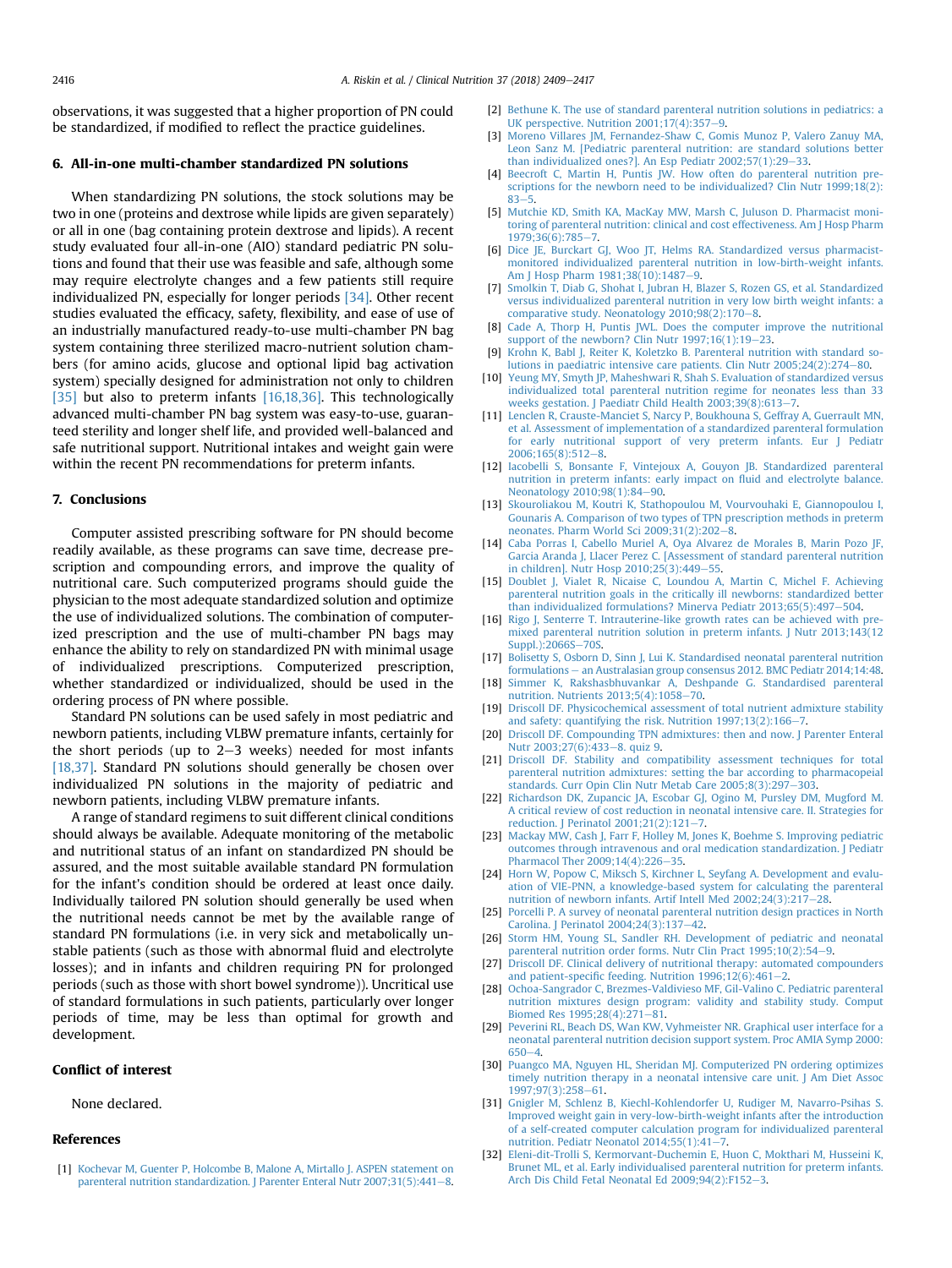observations, it was suggested that a higher proportion of PN could be standardized, if modified to reflect the practice guidelines.

## 6. All-in-one multi-chamber standardized PN solutions

When standardizing PN solutions, the stock solutions may be two in one (proteins and dextrose while lipids are given separately) or all in one (bag containing protein dextrose and lipids). A recent study evaluated four all-in-one (AIO) standard pediatric PN solutions and found that their use was feasible and safe, although some may require electrolyte changes and a few patients still require individualized PN, especially for longer periods [34]. Other recent studies evaluated the efficacy, safety, flexibility, and ease of use of an industrially manufactured ready-to-use multi-chamber PN bag system containing three sterilized macro-nutrient solution chambers (for amino acids, glucose and optional lipid bag activation system) specially designed for administration not only to children [35] but also to preterm infants [16,18,36]. This technologically advanced multi-chamber PN bag system was easy-to-use, guaranteed sterility and longer shelf life, and provided well-balanced and safe nutritional support. Nutritional intakes and weight gain were within the recent PN recommendations for preterm infants.

## 7. Conclusions

Computer assisted prescribing software for PN should become readily available, as these programs can save time, decrease prescription and compounding errors, and improve the quality of nutritional care. Such computerized programs should guide the physician to the most adequate standardized solution and optimize the use of individualized solutions. The combination of computerized prescription and the use of multi-chamber PN bags may enhance the ability to rely on standardized PN with minimal usage of individualized prescriptions. Computerized prescription, whether standardized or individualized, should be used in the ordering process of PN where possible.

Standard PN solutions can be used safely in most pediatric and newborn patients, including VLBW premature infants, certainly for the short periods (up to 2–3 weeks) needed for most infants [18,37]. Standard PN solutions should generally be chosen over individualized PN solutions in the majority of pediatric and newborn patients, including VLBW premature infants.

A range of standard regimens to suit different clinical conditions should always be available. Adequate monitoring of the metabolic and nutritional status of an infant on standardized PN should be assured, and the most suitable available standard PN formulation for the infant's condition should be ordered at least once daily. Individually tailored PN solution should generally be used when the nutritional needs cannot be met by the available range of standard PN formulations (i.e. in very sick and metabolically unstable patients (such as those with abnormal fluid and electrolyte losses); and in infants and children requiring PN for prolonged periods (such as those with short bowel syndrome)). Uncritical use of standard formulations in such patients, particularly over longer periods of time, may be less than optimal for growth and development.

### Conflict of interest

None declared.

### References

[1] Kochevar M, Guenter P, Holcombe B, Malone A, Mirtallo J. ASPEN statement on parenteral nutrition standardization. J Parenter Enteral Nutr 2007;31(5):441–8.

[2] Bethune K. The use of standard parenteral nutrition solutions in pediatrics: a UK perspective. Nutrition 2001;17(4):357–9.

[3] Moreno Villares JM, Fernandez-Shaw C, Gomis Munoz P, Valero Zanuy MA, Leon Sanz M. [Pediatric parenteral nutrition: are standard solutions better than individualized ones?]. An Esp Pediatr 2002;57(1):29–33.

[4] Beecroft C, Martin H, Puntis JW. How often do parenteral nutrition prescriptions for the newborn need to be individualized? Clin Nutr 1999;18(2):83–5.

[5] Mutchie KD, Smith KA, MacKay MW, Marsh C, Juluson D. Pharmacist monitoring of parenteral nutrition: clinical and cost effectiveness. Am J Hosp Pharm 1979;36(6):785–7.

[6] Dice JE, Burckart GJ, Woo JT, Helms RA. Standardized versus pharmacist-monitored individualized parenteral nutrition in low-birth-weight infants. Am J Hosp Pharm 1981;38(10):1487–9.

[7] Smolkin T, Diab G, Shohat I, Jubran H, Blazer S, Rozen GS, et al. Standardized versus individualized parenteral nutrition in very low birth weight infants: a comparative study. Neonatology 2010;98(2):170–8.

[8] Cade A, Thorp H, Puntis JWL. Does the computer improve the nutritional support of the newborn? Clin Nutr 1997;16(1):19–23.

[9] Krohn K, Babl J, Reiter K, Koletzko B. Parenteral nutrition with standard solutions in paediatric intensive care patients. Clin Nutr 2005;24(2):274–80.

[10] Yeung MY, Smyth JP, Maheshwari R, Shah S. Evaluation of standardized versus individualized total parenteral nutrition regime for neonates less than 33 weeks gestation. J Paediatr Child Health 2003;39(8):613–7.

[11] Lenclen R, Crauste-Manciet S, Narcy P, Boukhouna S, Geffray A, Guerrault MN, et al. Assessment of implementation of a standardized parenteral formulation for early nutritional support of very preterm infants. Eur J Pediatr 2006;165(8):512–8.

[12] Iacobelli S, Bonsante F, Vintejoux A, Gouyon JB. Standardized parenteral nutrition in preterm infants: early impact on fluid and electrolyte balance. Neonatology 2010;98(1):84–90.

[13] Skouroliakou M, Koutri K, Stathopoulou M, Vourvouhaki E, Giannopoulou I, Gounaris A. Comparison of two types of TPN prescription methods in preterm neonates. Pharm World Sci 2009;31(2):202–8.

[14] Caba Porras I, Cabello Muriel A, Oya Alvarez de Morales B, Marin Pozo JF, Garcia Aranda J, Llacer Perez C. [Assessment of standard parenteral nutrition in children]. Nutr Hosp 2010;25(3):449–55.

[15] Doublet J, Vialet R, Nicaise C, Loundou A, Martin C, Michel F. Achieving parenteral nutrition goals in the critically ill newborns: standardized better than individualized formulations? Minerva Pediatr 2013;65(5):497–504.

[16] Rigo J, Senterre T. Intrauterine-like growth rates can be achieved with premixed parenteral nutrition solution in preterm infants. J Nutr 2013;143(12 Suppl.):2066S–70S.

[17] Bolisetty S, Osborn D, Sinn J, Lui K. Standardised neonatal parenteral nutrition formulations – an Australasian group consensus 2012. BMC Pediatr 2014;14:48.

[18] Simmer K, Rakshasbhuvankar A, Deshpande G. Standardised parenteral nutrition. Nutrients 2013;5(4):1058–70.

[19] Driscoll DF. Physicochemical assessment of total nutrient admixture stability and safety: quantifying the risk. Nutrition 1997;13(2):166–7.

[20] Driscoll DF. Compounding TPN admixtures: then and now. J Parenter Enteral Nutr 2003;27(6):433–8. quiz 9.

[21] Driscoll DF. Stability and compatibility assessment techniques for total parenteral nutrition admixtures: setting the bar according to pharmacopeial standards. Curr Opin Clin Nutr Metab Care 2005;8(3):297–303.

[22] Richardson DK, Zupancic JA, Escobar GJ, Ogino M, Pursley DM, Mugford M. A critical review of cost reduction in neonatal intensive care. II. Strategies for reduction. J Perinatol 2001;21(2):121–7.

[23] Mackay MW, Cash J, Farr F, Holley M, Jones K, Boehme S. Improving pediatric outcomes through intravenous and oral medication standardization. J Pediatr Pharmacol Ther 2009;14(4):226–35.

[24] Horn W, Popow C, Miksch S, Kirchner L, Seyfang A. Development and evaluation of VIE-PNN, a knowledge-based system for calculating the parenteral nutrition of newborn infants. Artif Intell Med 2002;24(3):217–28.

[25] Porcelli P. A survey of neonatal parenteral nutrition design practices in North Carolina. J Perinatol 2004;24(3):137–42.

[26] Storm HM, Young SL, Sandler RH. Development of pediatric and neonatal parenteral nutrition order forms. Nutr Clin Pract 1995;10(2):54–9.

[27] Driscoll DF. Clinical delivery of nutritional therapy: automated compounders and patient-specific feeding. Nutrition 1996;12(6):461–2.

[28] Ochoa-Sangrador C, Brezmes-Valdivieso MF, Gil-Valino C. Pediatric parenteral nutrition mixtures design program: validity and stability study. Comput Biomed Res 1995;28(4):271–81.

[29] Peverini RL, Beach DS, Wan KW, Vyhmeister NR. Graphical user interface for a neonatal parenteral nutrition decision support system. Proc AMIA Symp 2000:650–4.

[30] Puangco MA, Nguyen HL, Sheridan MJ. Computerized PN ordering optimizes timely nutrition therapy in a neonatal intensive care unit. J Am Diet Assoc 1997;97(3):258–61.

[31] Gnigler M, Schlenz B, Kiechl-Kohlendorfer U, Rudiger M, Navarro-Psihas S. Improved weight gain in very-low-birth-weight infants after the introduction of a self-created computer calculation program for individualized parenteral nutrition. Pediatr Neonatol 2014;55(1):41–7.

[32] Eleni-dit-Trolli S, Kermorvant-Duchemin E, Huon C, Mokthari M, Husseini K, Brunet ML, et al. Early individualised parenteral nutrition for preterm infants. Arch Dis Child Fetal Neonatal Ed 2009;94(2):F152–3.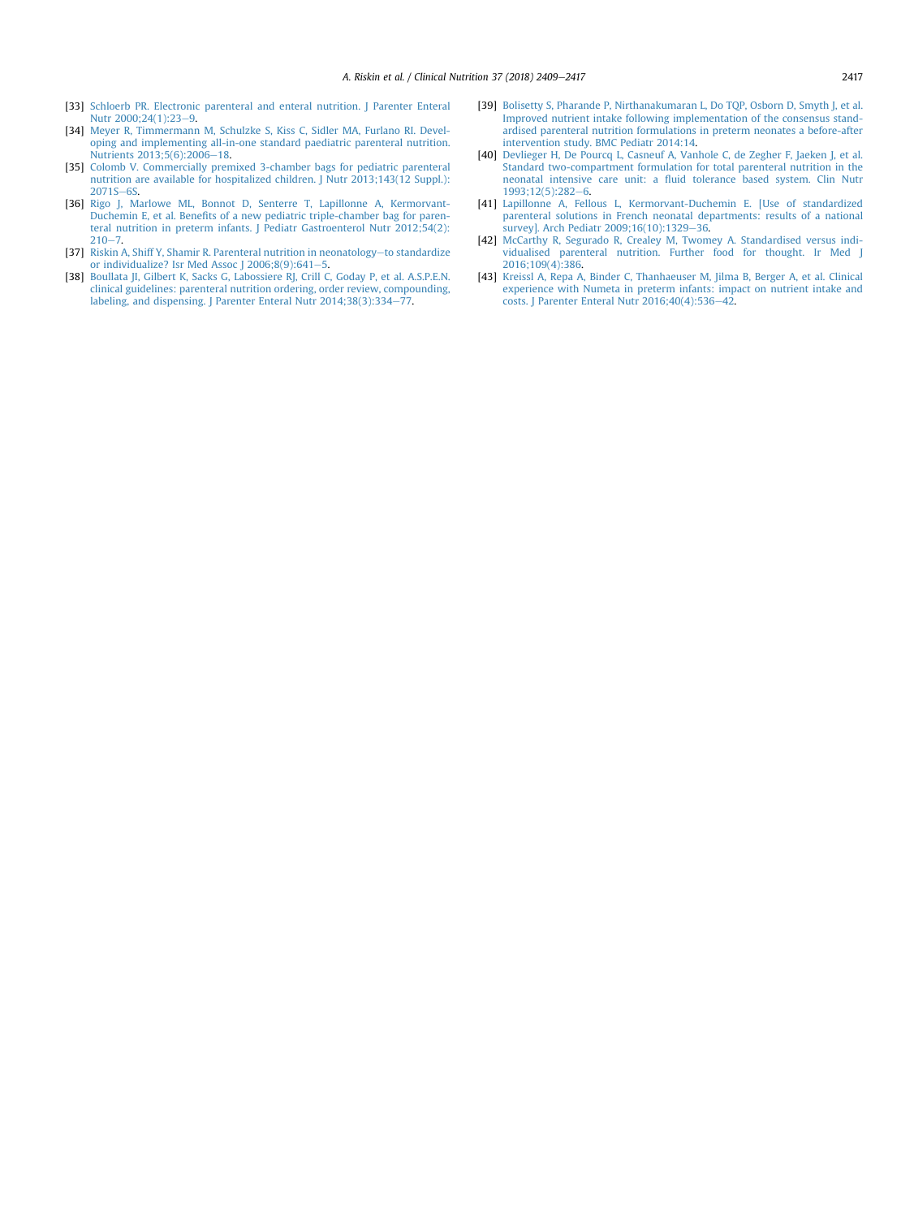[33] Schloerb PR. Electronic parenteral and enteral nutrition. J Parenter Enteral Nutr 2000;24(1):23–9.

[34] Meyer R, Timmermann M, Schulzke S, Kiss C, Sidler MA, Furlano RI. Developing and implementing all-in-one standard paediatric parenteral nutrition. Nutrients 2013;5(6):2006–18.

[35] Colomb V. Commercially premixed 3-chamber bags for pediatric parenteral nutrition are available for hospitalized children. J Nutr 2013;143(12 Suppl.): 2071S–6S.

[36] Rigo J, Marlowe ML, Bonnot D, Senterre T, Lapillonne A, Kermorvant-Duchemin E, et al. Benefits of a new pediatric triple-chamber bag for parenteral nutrition in preterm infants. J Pediatr Gastroenterol Nutr 2012;54(2): 210–7.

[37] Riskin A, Shiff Y, Shamir R. Parenteral nutrition in neonatology—to standardize or individualize? Isr Med Assoc J 2006;8(9):641–5.

[38] Boullata JI, Gilbert K, Sacks G, Labossiere RJ, Crill C, Goday P, et al. A.S.P.E.N. clinical guidelines: parenteral nutrition ordering, order review, compounding, labeling, and dispensing. J Parenter Enteral Nutr 2014;38(3):334–77.

[39] Bolisetty S, Pharande P, Nirthanakumaran L, Do TQP, Osborn D, Smyth J, et al. Improved nutrient intake following implementation of the consensus standardised parenteral nutrition formulations in preterm neonates a before-after intervention study. BMC Pediatr 2014:14.

[40] Devlieger H, De Pourcq L, Casneuf A, Vanhole C, de Zegher F, Jaeken J, et al. Standard two-compartment formulation for total parenteral nutrition in the neonatal intensive care unit: a fluid tolerance based system. Clin Nutr 1993;12(5):282–6.

[41] Lapillonne A, Fellous L, Kermorvant-Duchemin E. [Use of standardized parenteral solutions in French neonatal departments: results of a national survey]. Arch Pediatr 2009;16(10):1329–36.

[42] McCarthy R, Segurado R, Crealey M, Twomey A. Standardised versus individualised parenteral nutrition. Further food for thought. Ir Med J 2016;109(4):386.

[43] Kreissl A, Repa A, Binder C, Thanhaeuser M, Jilma B, Berger A, et al. Clinical experience with Numeta in preterm infants: impact on nutrient intake and costs. J Parenter Enteral Nutr 2016;40(4):536–42.